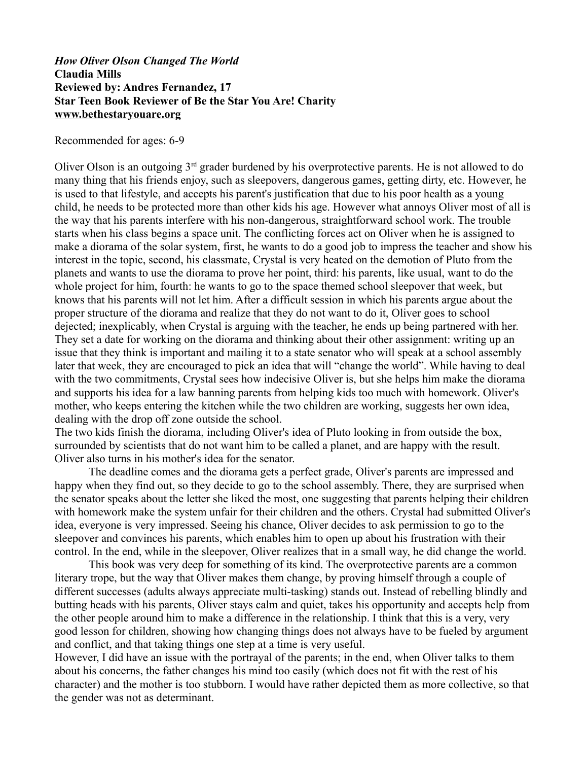***How Oliver Olson Changed The World***
**Claudia Mills**
**Reviewed by: Andres Fernandez, 17**
**Star Teen Book Reviewer of Be the Star You Are! Charity**
**www.bethestaryouare.org**

Recommended for ages: 6-9

Oliver Olson is an outgoing 3rd grader burdened by his overprotective parents. He is not allowed to do many thing that his friends enjoy, such as sleepovers, dangerous games, getting dirty, etc. However, he is used to that lifestyle, and accepts his parent's justification that due to his poor health as a young child, he needs to be protected more than other kids his age. However what annoys Oliver most of all is the way that his parents interfere with his non-dangerous, straightforward school work. The trouble starts when his class begins a space unit. The conflicting forces act on Oliver when he is assigned to make a diorama of the solar system, first, he wants to do a good job to impress the teacher and show his interest in the topic, second, his classmate, Crystal is very heated on the demotion of Pluto from the planets and wants to use the diorama to prove her point, third: his parents, like usual, want to do the whole project for him, fourth: he wants to go to the space themed school sleepover that week, but knows that his parents will not let him. After a difficult session in which his parents argue about the proper structure of the diorama and realize that they do not want to do it, Oliver goes to school dejected; inexplicably, when Crystal is arguing with the teacher, he ends up being partnered with her. They set a date for working on the diorama and thinking about their other assignment: writing up an issue that they think is important and mailing it to a state senator who will speak at a school assembly later that week, they are encouraged to pick an idea that will "change the world". While having to deal with the two commitments, Crystal sees how indecisive Oliver is, but she helps him make the diorama and supports his idea for a law banning parents from helping kids too much with homework. Oliver's mother, who keeps entering the kitchen while the two children are working, suggests her own idea, dealing with the drop off zone outside the school.

The two kids finish the diorama, including Oliver's idea of Pluto looking in from outside the box, surrounded by scientists that do not want him to be called a planet, and are happy with the result. Oliver also turns in his mother's idea for the senator.

The deadline comes and the diorama gets a perfect grade, Oliver's parents are impressed and happy when they find out, so they decide to go to the school assembly. There, they are surprised when the senator speaks about the letter she liked the most, one suggesting that parents helping their children with homework make the system unfair for their children and the others. Crystal had submitted Oliver's idea, everyone is very impressed. Seeing his chance, Oliver decides to ask permission to go to the sleepover and convinces his parents, which enables him to open up about his frustration with their control. In the end, while in the sleepover, Oliver realizes that in a small way, he did change the world.

This book was very deep for something of its kind. The overprotective parents are a common literary trope, but the way that Oliver makes them change, by proving himself through a couple of different successes (adults always appreciate multi-tasking) stands out. Instead of rebelling blindly and butting heads with his parents, Oliver stays calm and quiet, takes his opportunity and accepts help from the other people around him to make a difference in the relationship. I think that this is a very, very good lesson for children, showing how changing things does not always have to be fueled by argument and conflict, and that taking things one step at a time is very useful.

However, I did have an issue with the portrayal of the parents; in the end, when Oliver talks to them about his concerns, the father changes his mind too easily (which does not fit with the rest of his character) and the mother is too stubborn. I would have rather depicted them as more collective, so that the gender was not as determinant.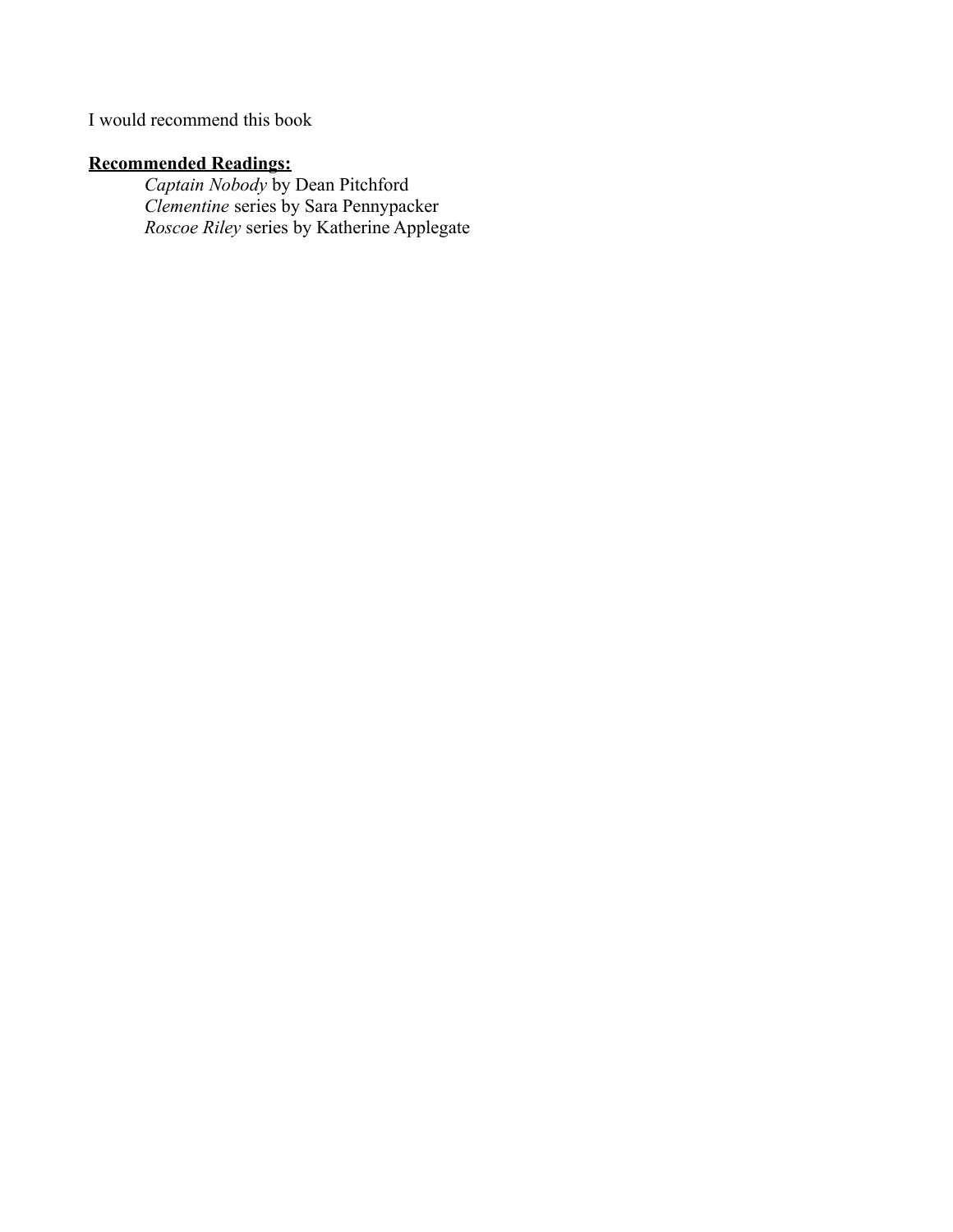I would recommend this book

**Recommended Readings:**

*Captain Nobody* by Dean Pitchford
*Clementine* series by Sara Pennypacker
*Roscoe Riley* series by Katherine Applegate